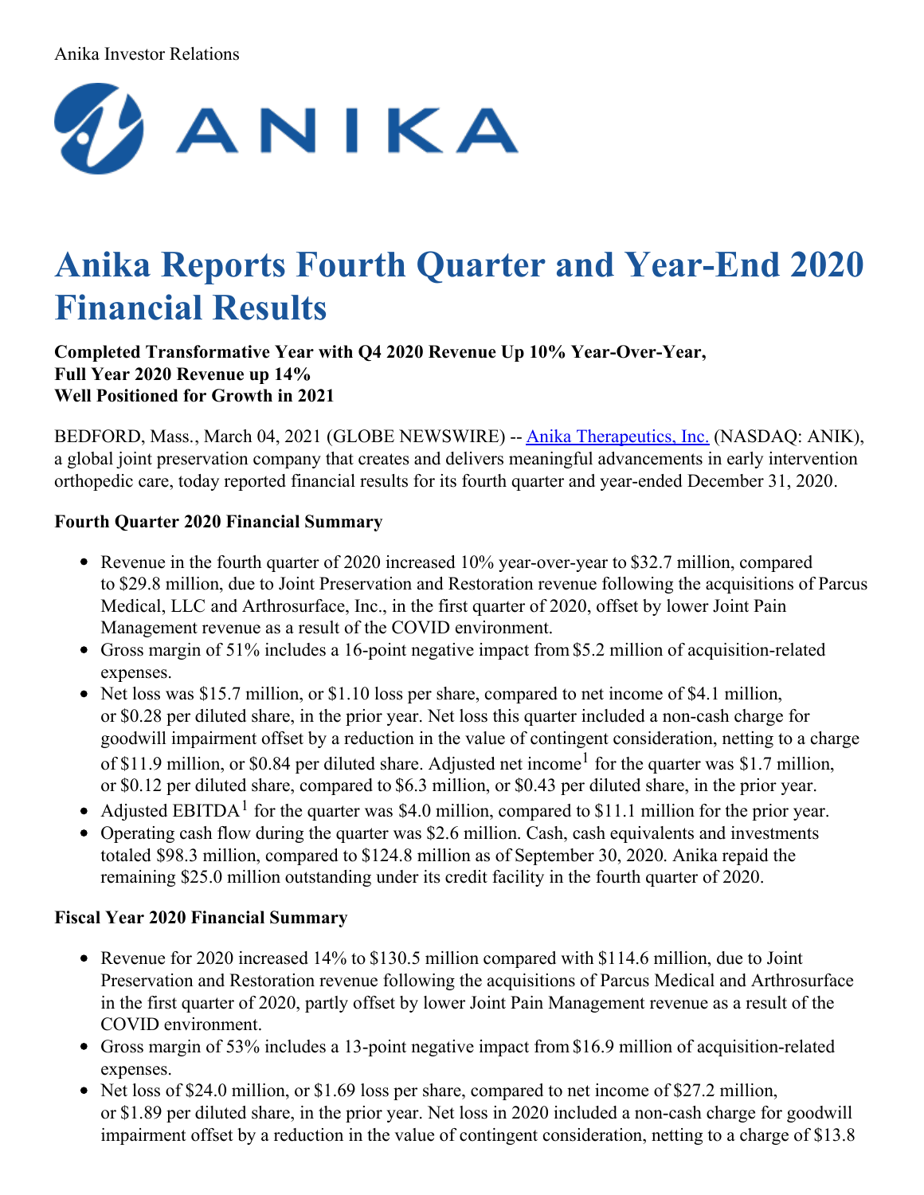Anika Investor Relations

# Anika Reports Fourth Quarter and Year-End 2020 Financial Results

**Completed Transformative Year with Q4 2020 Revenue Up 10% Year-Over-Year,**
**Full Year 2020 Revenue up 14%**
**Well Positioned for Growth in 2021**

BEDFORD, Mass., March 04, 2021 (GLOBE NEWSWIRE) -- Anika Therapeutics, Inc. (NASDAQ: ANIK), a global joint preservation company that creates and delivers meaningful advancements in early intervention orthopedic care, today reported financial results for its fourth quarter and year-ended December 31, 2020.

**Fourth Quarter 2020 Financial Summary**

- Revenue in the fourth quarter of 2020 increased 10% year-over-year to $32.7 million, compared to $29.8 million, due to Joint Preservation and Restoration revenue following the acquisitions of Parcus Medical, LLC and Arthrosurface, Inc., in the first quarter of 2020, offset by lower Joint Pain Management revenue as a result of the COVID environment.
- Gross margin of 51% includes a 16-point negative impact from $5.2 million of acquisition-related expenses.
- Net loss was $15.7 million, or $1.10 loss per share, compared to net income of $4.1 million, or $0.28 per diluted share, in the prior year. Net loss this quarter included a non-cash charge for goodwill impairment offset by a reduction in the value of contingent consideration, netting to a charge of $11.9 million, or $0.84 per diluted share. Adjusted net income[1] for the quarter was $1.7 million, or $0.12 per diluted share, compared to $6.3 million, or $0.43 per diluted share, in the prior year.
- Adjusted EBITDA[1] for the quarter was $4.0 million, compared to $11.1 million for the prior year.
- Operating cash flow during the quarter was $2.6 million. Cash, cash equivalents and investments totaled $98.3 million, compared to $124.8 million as of September 30, 2020. Anika repaid the remaining $25.0 million outstanding under its credit facility in the fourth quarter of 2020.

**Fiscal Year 2020 Financial Summary**

- Revenue for 2020 increased 14% to $130.5 million compared with $114.6 million, due to Joint Preservation and Restoration revenue following the acquisitions of Parcus Medical and Arthrosurface in the first quarter of 2020, partly offset by lower Joint Pain Management revenue as a result of the COVID environment.
- Gross margin of 53% includes a 13-point negative impact from $16.9 million of acquisition-related expenses.
- Net loss of $24.0 million, or $1.69 loss per share, compared to net income of $27.2 million, or $1.89 per diluted share, in the prior year. Net loss in 2020 included a non-cash charge for goodwill impairment offset by a reduction in the value of contingent consideration, netting to a charge of $13.8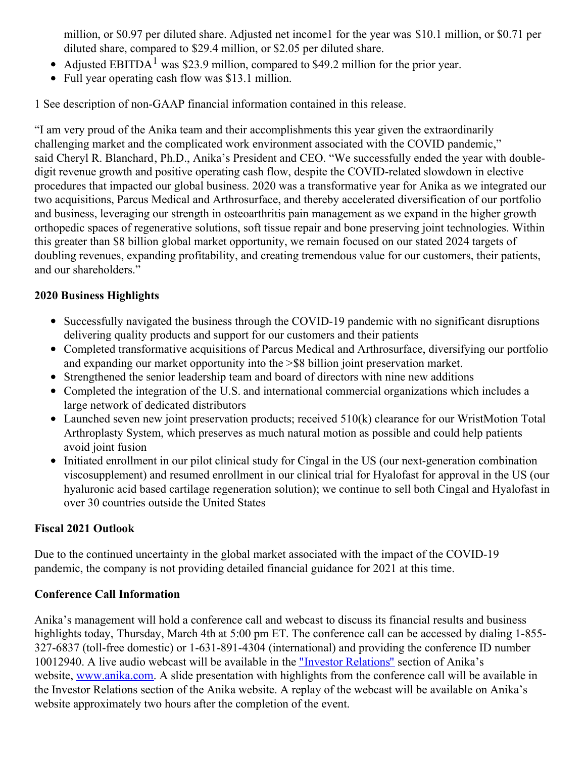million, or $0.97 per diluted share. Adjusted net income1 for the year was $10.1 million, or $0.71 per diluted share, compared to $29.4 million, or $2.05 per diluted share.

- Adjusted EBITDA[1] was $23.9 million, compared to $49.2 million for the prior year.
- Full year operating cash flow was $13.1 million.

1 See description of non-GAAP financial information contained in this release.

"I am very proud of the Anika team and their accomplishments this year given the extraordinarily challenging market and the complicated work environment associated with the COVID pandemic," said Cheryl R. Blanchard, Ph.D., Anika's President and CEO. "We successfully ended the year with double-digit revenue growth and positive operating cash flow, despite the COVID-related slowdown in elective procedures that impacted our global business. 2020 was a transformative year for Anika as we integrated our two acquisitions, Parcus Medical and Arthrosurface, and thereby accelerated diversification of our portfolio and business, leveraging our strength in osteoarthritis pain management as we expand in the higher growth orthopedic spaces of regenerative solutions, soft tissue repair and bone preserving joint technologies. Within this greater than $8 billion global market opportunity, we remain focused on our stated 2024 targets of doubling revenues, expanding profitability, and creating tremendous value for our customers, their patients, and our shareholders."

**2020 Business Highlights**

- Successfully navigated the business through the COVID-19 pandemic with no significant disruptions delivering quality products and support for our customers and their patients
- Completed transformative acquisitions of Parcus Medical and Arthrosurface, diversifying our portfolio and expanding our market opportunity into the >$8 billion joint preservation market.
- Strengthened the senior leadership team and board of directors with nine new additions
- Completed the integration of the U.S. and international commercial organizations which includes a large network of dedicated distributors
- Launched seven new joint preservation products; received 510(k) clearance for our WristMotion Total Arthroplasty System, which preserves as much natural motion as possible and could help patients avoid joint fusion
- Initiated enrollment in our pilot clinical study for Cingal in the US (our next-generation combination viscosupplement) and resumed enrollment in our clinical trial for Hyalofast for approval in the US (our hyaluronic acid based cartilage regeneration solution); we continue to sell both Cingal and Hyalofast in over 30 countries outside the United States

**Fiscal 2021 Outlook**

Due to the continued uncertainty in the global market associated with the impact of the COVID-19 pandemic, the company is not providing detailed financial guidance for 2021 at this time.

**Conference Call Information**

Anika's management will hold a conference call and webcast to discuss its financial results and business highlights today, Thursday, March 4th at 5:00 pm ET. The conference call can be accessed by dialing 1-855-327-6837 (toll-free domestic) or 1-631-891-4304 (international) and providing the conference ID number 10012940. A live audio webcast will be available in the "Investor Relations" section of Anika's website, www.anika.com. A slide presentation with highlights from the conference call will be available in the Investor Relations section of the Anika website. A replay of the webcast will be available on Anika's website approximately two hours after the completion of the event.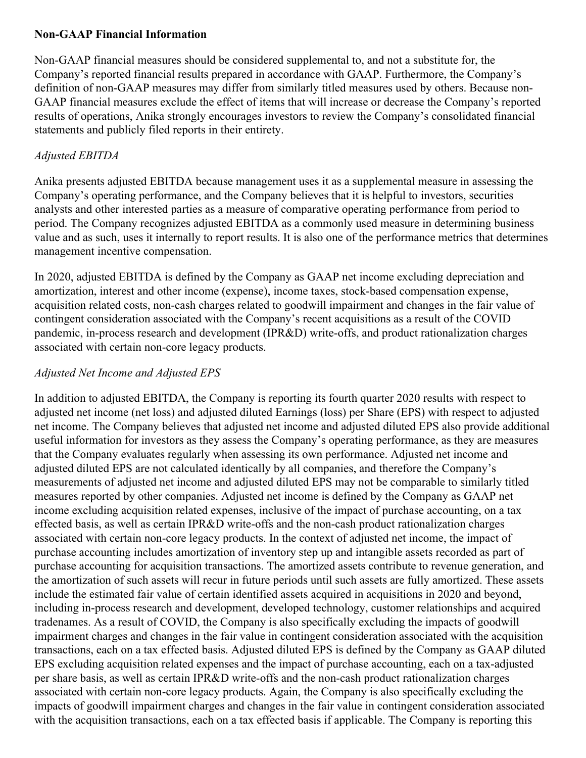**Non-GAAP Financial Information**

Non-GAAP financial measures should be considered supplemental to, and not a substitute for, the Company's reported financial results prepared in accordance with GAAP. Furthermore, the Company's definition of non-GAAP measures may differ from similarly titled measures used by others. Because non-GAAP financial measures exclude the effect of items that will increase or decrease the Company's reported results of operations, Anika strongly encourages investors to review the Company's consolidated financial statements and publicly filed reports in their entirety.

*Adjusted EBITDA*

Anika presents adjusted EBITDA because management uses it as a supplemental measure in assessing the Company's operating performance, and the Company believes that it is helpful to investors, securities analysts and other interested parties as a measure of comparative operating performance from period to period. The Company recognizes adjusted EBITDA as a commonly used measure in determining business value and as such, uses it internally to report results. It is also one of the performance metrics that determines management incentive compensation.

In 2020, adjusted EBITDA is defined by the Company as GAAP net income excluding depreciation and amortization, interest and other income (expense), income taxes, stock-based compensation expense, acquisition related costs, non-cash charges related to goodwill impairment and changes in the fair value of contingent consideration associated with the Company's recent acquisitions as a result of the COVID pandemic, in-process research and development (IPR&D) write-offs, and product rationalization charges associated with certain non-core legacy products.

*Adjusted Net Income and Adjusted EPS*

In addition to adjusted EBITDA, the Company is reporting its fourth quarter 2020 results with respect to adjusted net income (net loss) and adjusted diluted Earnings (loss) per Share (EPS) with respect to adjusted net income. The Company believes that adjusted net income and adjusted diluted EPS also provide additional useful information for investors as they assess the Company's operating performance, as they are measures that the Company evaluates regularly when assessing its own performance. Adjusted net income and adjusted diluted EPS are not calculated identically by all companies, and therefore the Company's measurements of adjusted net income and adjusted diluted EPS may not be comparable to similarly titled measures reported by other companies. Adjusted net income is defined by the Company as GAAP net income excluding acquisition related expenses, inclusive of the impact of purchase accounting, on a tax effected basis, as well as certain IPR&D write-offs and the non-cash product rationalization charges associated with certain non-core legacy products. In the context of adjusted net income, the impact of purchase accounting includes amortization of inventory step up and intangible assets recorded as part of purchase accounting for acquisition transactions. The amortized assets contribute to revenue generation, and the amortization of such assets will recur in future periods until such assets are fully amortized. These assets include the estimated fair value of certain identified assets acquired in acquisitions in 2020 and beyond, including in-process research and development, developed technology, customer relationships and acquired tradenames. As a result of COVID, the Company is also specifically excluding the impacts of goodwill impairment charges and changes in the fair value in contingent consideration associated with the acquisition transactions, each on a tax effected basis. Adjusted diluted EPS is defined by the Company as GAAP diluted EPS excluding acquisition related expenses and the impact of purchase accounting, each on a tax-adjusted per share basis, as well as certain IPR&D write-offs and the non-cash product rationalization charges associated with certain non-core legacy products. Again, the Company is also specifically excluding the impacts of goodwill impairment charges and changes in the fair value in contingent consideration associated with the acquisition transactions, each on a tax effected basis if applicable. The Company is reporting this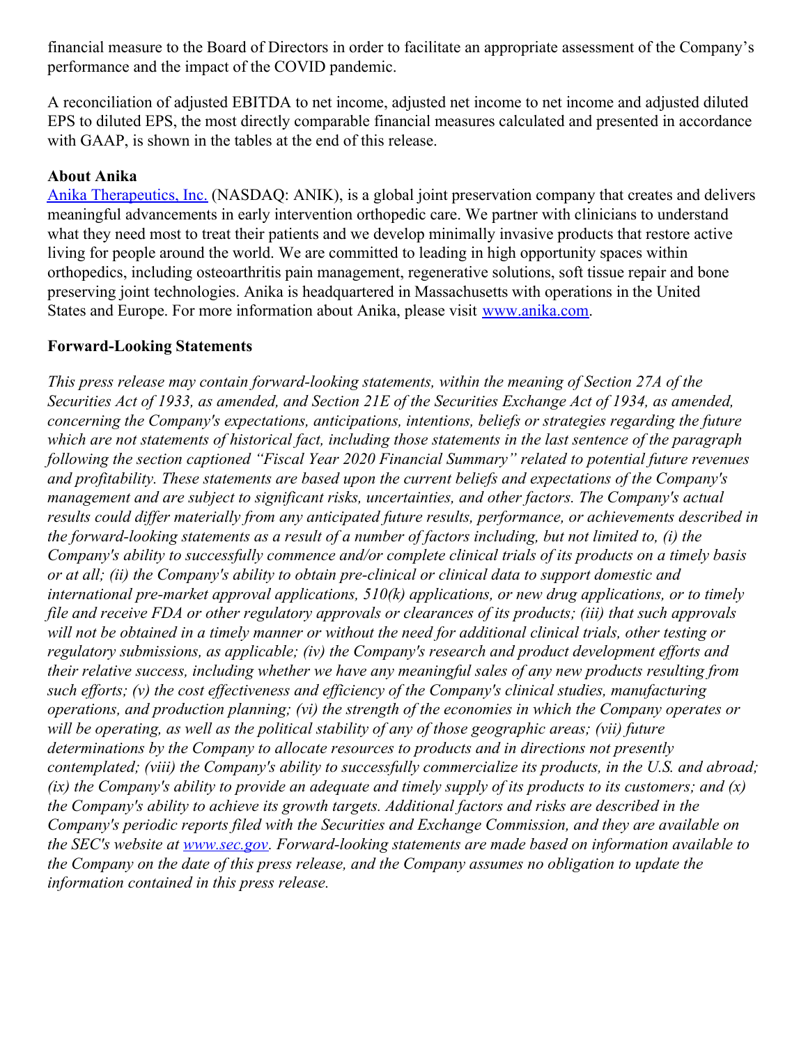financial measure to the Board of Directors in order to facilitate an appropriate assessment of the Company's performance and the impact of the COVID pandemic.

A reconciliation of adjusted EBITDA to net income, adjusted net income to net income and adjusted diluted EPS to diluted EPS, the most directly comparable financial measures calculated and presented in accordance with GAAP, is shown in the tables at the end of this release.

**About Anika**

Anika Therapeutics, Inc. (NASDAQ: ANIK), is a global joint preservation company that creates and delivers meaningful advancements in early intervention orthopedic care. We partner with clinicians to understand what they need most to treat their patients and we develop minimally invasive products that restore active living for people around the world. We are committed to leading in high opportunity spaces within orthopedics, including osteoarthritis pain management, regenerative solutions, soft tissue repair and bone preserving joint technologies. Anika is headquartered in Massachusetts with operations in the United States and Europe. For more information about Anika, please visit www.anika.com.

**Forward-Looking Statements**

*This press release may contain forward-looking statements, within the meaning of Section 27A of the Securities Act of 1933, as amended, and Section 21E of the Securities Exchange Act of 1934, as amended, concerning the Company's expectations, anticipations, intentions, beliefs or strategies regarding the future which are not statements of historical fact, including those statements in the last sentence of the paragraph following the section captioned "Fiscal Year 2020 Financial Summary" related to potential future revenues and profitability. These statements are based upon the current beliefs and expectations of the Company's management and are subject to significant risks, uncertainties, and other factors. The Company's actual results could differ materially from any anticipated future results, performance, or achievements described in the forward-looking statements as a result of a number of factors including, but not limited to, (i) the Company's ability to successfully commence and/or complete clinical trials of its products on a timely basis or at all; (ii) the Company's ability to obtain pre-clinical or clinical data to support domestic and international pre-market approval applications, 510(k) applications, or new drug applications, or to timely file and receive FDA or other regulatory approvals or clearances of its products; (iii) that such approvals will not be obtained in a timely manner or without the need for additional clinical trials, other testing or regulatory submissions, as applicable; (iv) the Company's research and product development efforts and their relative success, including whether we have any meaningful sales of any new products resulting from such efforts; (v) the cost effectiveness and efficiency of the Company's clinical studies, manufacturing operations, and production planning; (vi) the strength of the economies in which the Company operates or will be operating, as well as the political stability of any of those geographic areas; (vii) future determinations by the Company to allocate resources to products and in directions not presently contemplated; (viii) the Company's ability to successfully commercialize its products, in the U.S. and abroad; (ix) the Company's ability to provide an adequate and timely supply of its products to its customers; and (x) the Company's ability to achieve its growth targets. Additional factors and risks are described in the Company's periodic reports filed with the Securities and Exchange Commission, and they are available on the SEC's website at www.sec.gov. Forward-looking statements are made based on information available to the Company on the date of this press release, and the Company assumes no obligation to update the information contained in this press release.*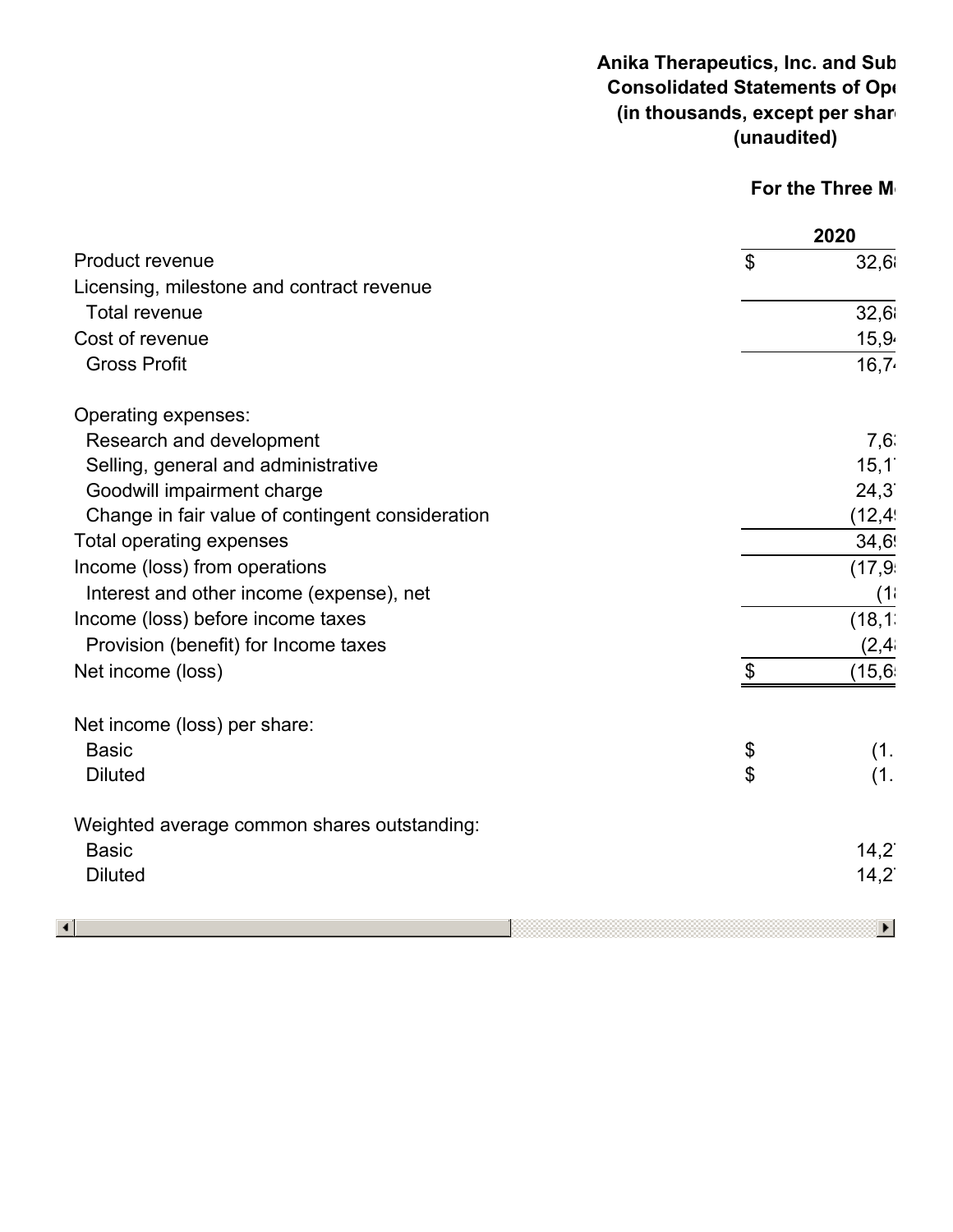**Anika Therapeutics, Inc. and Sub**
**Consolidated Statements of Op**
**(in thousands, except per shar**
**(unaudited)**

| | | For the Three M |
|---|---|---|
| | | 2020 |
| Product revenue | $ | 32,6 |
| Licensing, milestone and contract revenue | | |
| Total revenue | | 32,6 |
| Cost of revenue | | 15,9 |
| Gross Profit | | 16,7 |
| | | |
| Operating expenses: | | |
| Research and development | | 7,6 |
| Selling, general and administrative | | 15,1 |
| Goodwill impairment charge | | 24,3 |
| Change in fair value of contingent consideration | | (12,4 |
| Total operating expenses | | 34,6 |
| Income (loss) from operations | | (17,9 |
| Interest and other income (expense), net | | (1 |
| Income (loss) before income taxes | | (18,1 |
| Provision (benefit) for Income taxes | | (2,4 |
| Net income (loss) | $ | (15,6 |
| | | |
| Net income (loss) per share: | | |
| Basic | $ | (1. |
| Diluted | $ | (1. |
| | | |
| Weighted average common shares outstanding: | | |
| Basic | | 14,2 |
| Diluted | | 14,2 |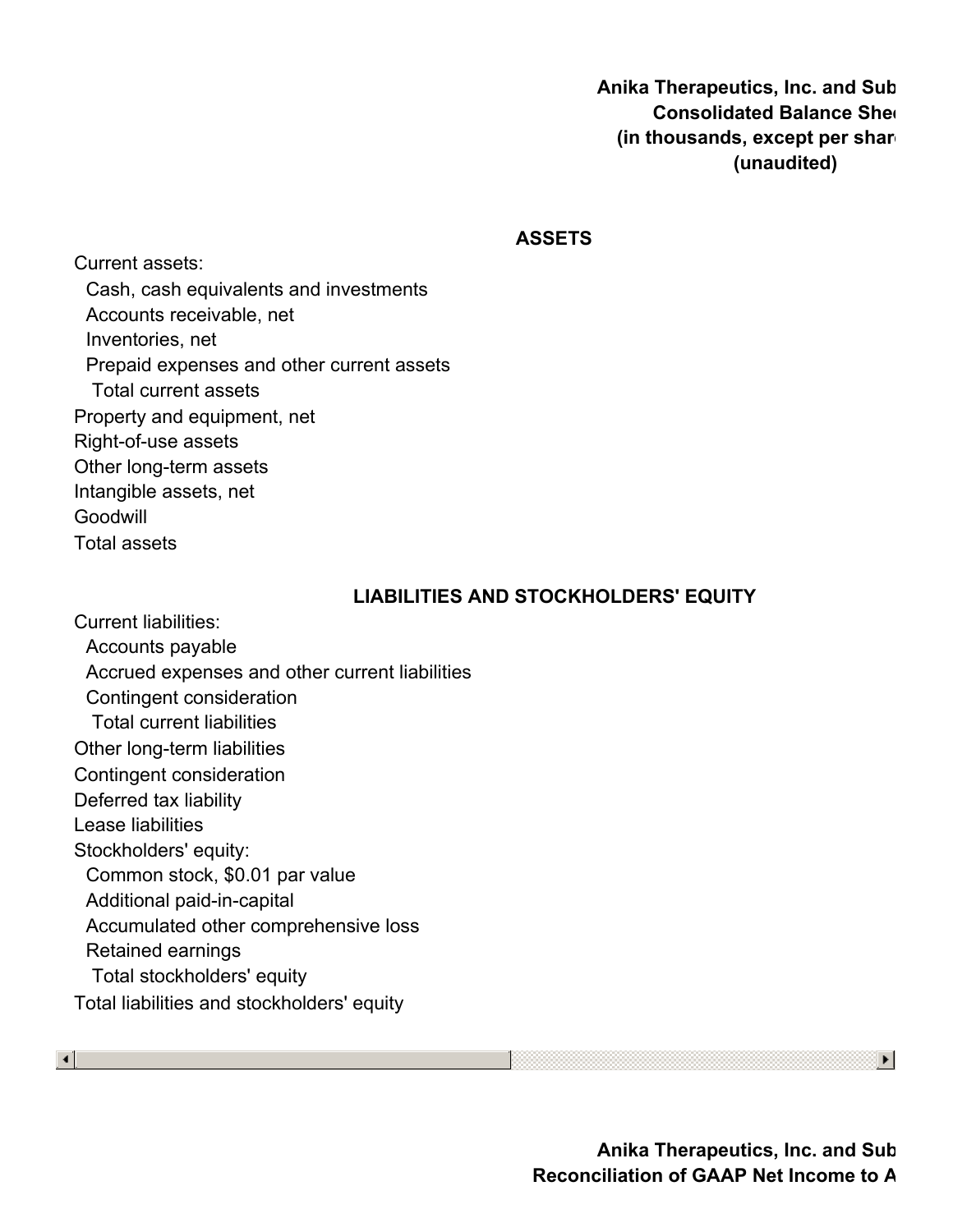**Anika Therapeutics, Inc. and Sub**
**Consolidated Balance She**
**(in thousands, except per shar**
**(unaudited)**

**ASSETS**

Current assets:
- Cash, cash equivalents and investments
- Accounts receivable, net
- Inventories, net
- Prepaid expenses and other current assets
  - Total current assets

Property and equipment, net
Right-of-use assets
Other long-term assets
Intangible assets, net
Goodwill
Total assets

**LIABILITIES AND STOCKHOLDERS' EQUITY**

Current liabilities:
- Accounts payable
- Accrued expenses and other current liabilities
- Contingent consideration
  - Total current liabilities

Other long-term liabilities
Contingent consideration
Deferred tax liability
Lease liabilities
Stockholders' equity:
- Common stock, $0.01 par value
- Additional paid-in-capital
- Accumulated other comprehensive loss
- Retained earnings
  - Total stockholders' equity

Total liabilities and stockholders' equity

**Anika Therapeutics, Inc. and Sub**
**Reconciliation of GAAP Net Income to A**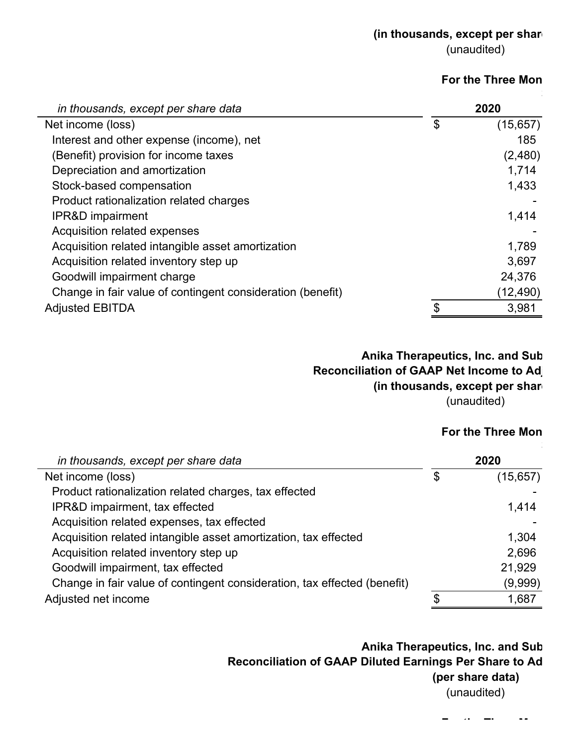**(in thousands, except per shar**

(unaudited)

**For the Three Mon**

| *in thousands, except per share data* | | **2020** |
|---|---|---|
| Net income (loss) | $ | (15,657) |
| Interest and other expense (income), net | | 185 |
| (Benefit) provision for income taxes | | (2,480) |
| Depreciation and amortization | | 1,714 |
| Stock-based compensation | | 1,433 |
| Product rationalization related charges | | - |
| IPR&D impairment | | 1,414 |
| Acquisition related expenses | | - |
| Acquisition related intangible asset amortization | | 1,789 |
| Acquisition related inventory step up | | 3,697 |
| Goodwill impairment charge | | 24,376 |
| Change in fair value of contingent consideration (benefit) | | (12,490) |
| Adjusted EBITDA | $ | 3,981 |

**Anika Therapeutics, Inc. and Sub**

**Reconciliation of GAAP Net Income to Ad**

**(in thousands, except per shar**

(unaudited)

**For the Three Mon**

| *in thousands, except per share data* | | **2020** |
|---|---|---|
| Net income (loss) | $ | (15,657) |
| Product rationalization related charges, tax effected | | - |
| IPR&D impairment, tax effected | | 1,414 |
| Acquisition related expenses, tax effected | | - |
| Acquisition related intangible asset amortization, tax effected | | 1,304 |
| Acquisition related inventory step up | | 2,696 |
| Goodwill impairment, tax effected | | 21,929 |
| Change in fair value of contingent consideration, tax effected (benefit) | | (9,999) |
| Adjusted net income | $ | 1,687 |

**Anika Therapeutics, Inc. and Sub**

**Reconciliation of GAAP Diluted Earnings Per Share to Ad**

**(per share data)**

(unaudited)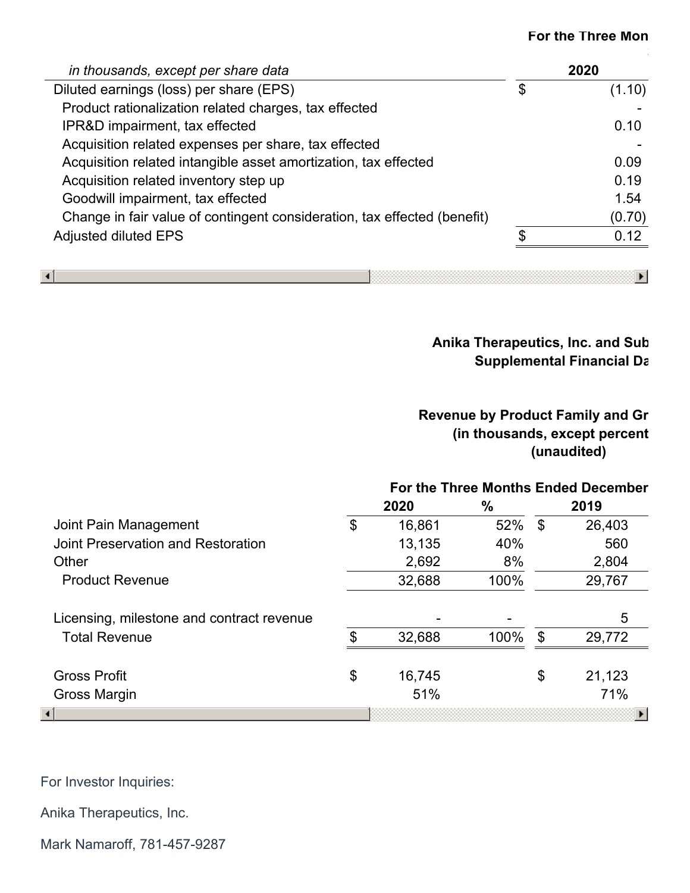| in thousands, except per share data | | For the Three Mon |
|---|---|---|
| | | 2020 |
| Diluted earnings (loss) per share (EPS) | $ | (1.10) |
| Product rationalization related charges, tax effected | | - |
| IPR&D impairment, tax effected | | 0.10 |
| Acquisition related expenses per share, tax effected | | - |
| Acquisition related intangible asset amortization, tax effected | | 0.09 |
| Acquisition related inventory step up | | 0.19 |
| Goodwill impairment, tax effected | | 1.54 |
| Change in fair value of contingent consideration, tax effected (benefit) | | (0.70) |
| Adjusted diluted EPS | $ | 0.12 |

**Anika Therapeutics, Inc. and Sub**
**Supplemental Financial Da**

**Revenue by Product Family and Gr**
**(in thousands, except percent**
**(unaudited)**

| | For the Three Months Ended December | | | | |
|---|---|---|---|---|---|
| | | 2020 | % | | 2019 |
| Joint Pain Management | $ | 16,861 | 52% | $ | 26,403 |
| Joint Preservation and Restoration | | 13,135 | 40% | | 560 |
| Other | | 2,692 | 8% | | 2,804 |
| Product Revenue | | 32,688 | 100% | | 29,767 |
| | | | | | |
| Licensing, milestone and contract revenue | | - | - | | 5 |
| Total Revenue | $ | 32,688 | 100% | $ | 29,772 |
| | | | | | |
| Gross Profit | $ | 16,745 | | $ | 21,123 |
| Gross Margin | | 51% | | | 71% |

For Investor Inquiries:

Anika Therapeutics, Inc.

Mark Namaroff, 781-457-9287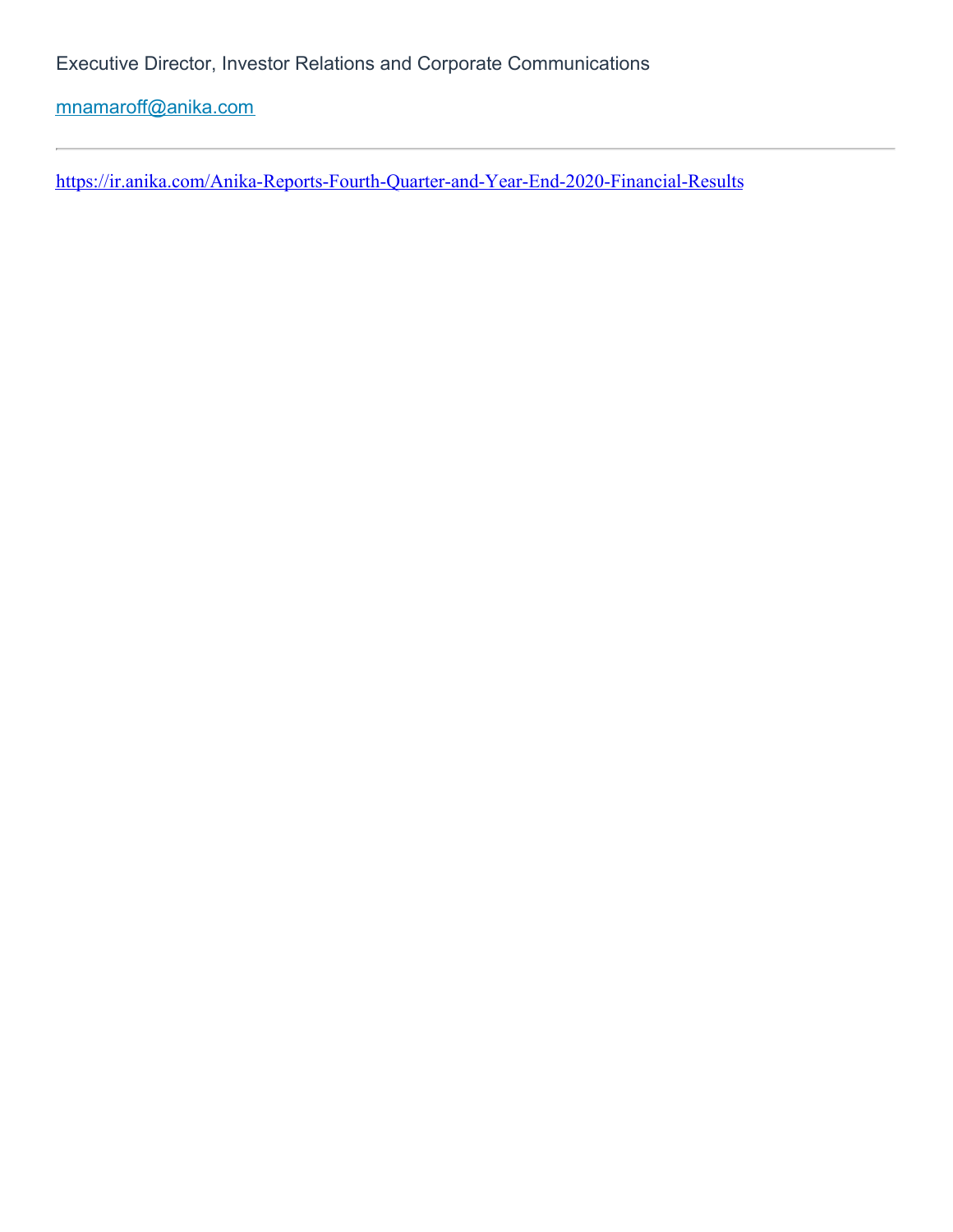Executive Director, Investor Relations and Corporate Communications

mnamaroff@anika.com

---

https://ir.anika.com/Anika-Reports-Fourth-Quarter-and-Year-End-2020-Financial-Results